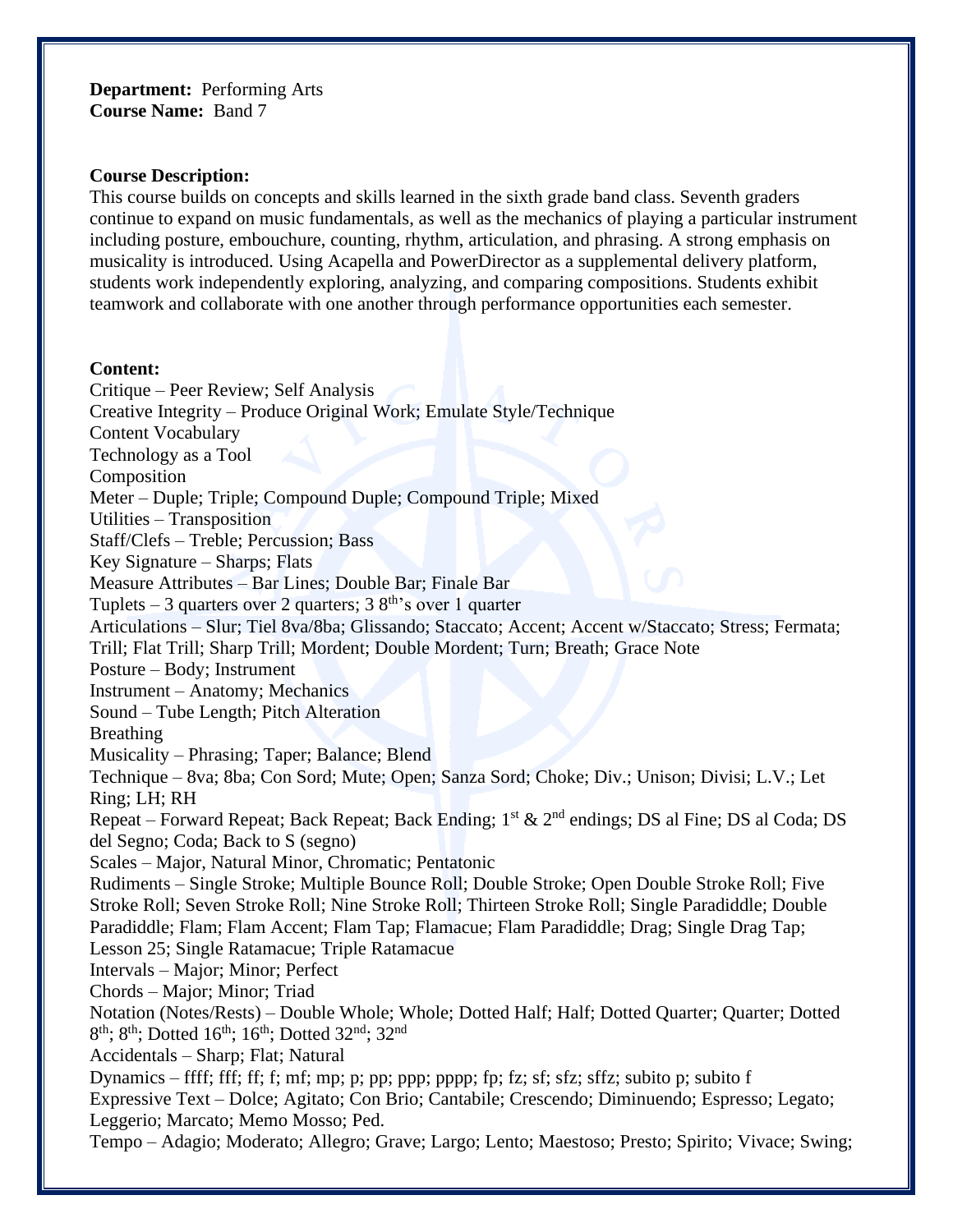**Department:** Performing Arts
**Course Name:** Band 7

**Course Description:**
This course builds on concepts and skills learned in the sixth grade band class. Seventh graders continue to expand on music fundamentals, as well as the mechanics of playing a particular instrument including posture, embouchure, counting, rhythm, articulation, and phrasing. A strong emphasis on musicality is introduced. Using Acapella and PowerDirector as a supplemental delivery platform, students work independently exploring, analyzing, and comparing compositions. Students exhibit teamwork and collaborate with one another through performance opportunities each semester.

**Content:**
Critique – Peer Review; Self Analysis
Creative Integrity – Produce Original Work; Emulate Style/Technique
Content Vocabulary
Technology as a Tool
Composition
Meter – Duple; Triple; Compound Duple; Compound Triple; Mixed
Utilities – Transposition
Staff/Clefs – Treble; Percussion; Bass
Key Signature – Sharps; Flats
Measure Attributes – Bar Lines; Double Bar; Finale Bar
Tuplets – 3 quarters over 2 quarters; 3 8th's over 1 quarter
Articulations – Slur; Tiel 8va/8ba; Glissando; Staccato; Accent; Accent w/Staccato; Stress; Fermata; Trill; Flat Trill; Sharp Trill; Mordent; Double Mordent; Turn; Breath; Grace Note
Posture – Body; Instrument
Instrument – Anatomy; Mechanics
Sound – Tube Length; Pitch Alteration
Breathing
Musicality – Phrasing; Taper; Balance; Blend
Technique – 8va; 8ba; Con Sord; Mute; Open; Sanza Sord; Choke; Div.; Unison; Divisi; L.V.; Let Ring; LH; RH
Repeat – Forward Repeat; Back Repeat; Back Ending; 1st & 2nd endings; DS al Fine; DS al Coda; DS del Segno; Coda; Back to S (segno)
Scales – Major, Natural Minor, Chromatic; Pentatonic
Rudiments – Single Stroke; Multiple Bounce Roll; Double Stroke; Open Double Stroke Roll; Five Stroke Roll; Seven Stroke Roll; Nine Stroke Roll; Thirteen Stroke Roll; Single Paradiddle; Double Paradiddle; Flam; Flam Accent; Flam Tap; Flamacue; Flam Paradiddle; Drag; Single Drag Tap; Lesson 25; Single Ratamacue; Triple Ratamacue
Intervals – Major; Minor; Perfect
Chords – Major; Minor; Triad
Notation (Notes/Rests) – Double Whole; Whole; Dotted Half; Half; Dotted Quarter; Quarter; Dotted 8th; 8th; Dotted 16th; 16th; Dotted 32nd; 32nd
Accidentals – Sharp; Flat; Natural
Dynamics – ffff; fff; ff; f; mf; mp; p; pp; ppp; pppp; fp; fz; sf; sfz; sffz; subito p; subito f
Expressive Text – Dolce; Agitato; Con Brio; Cantabile; Crescendo; Diminuendo; Espresso; Legato; Leggerio; Marcato; Memo Mosso; Ped.
Tempo – Adagio; Moderato; Allegro; Grave; Largo; Lento; Maestoso; Presto; Spirito; Vivace; Swing;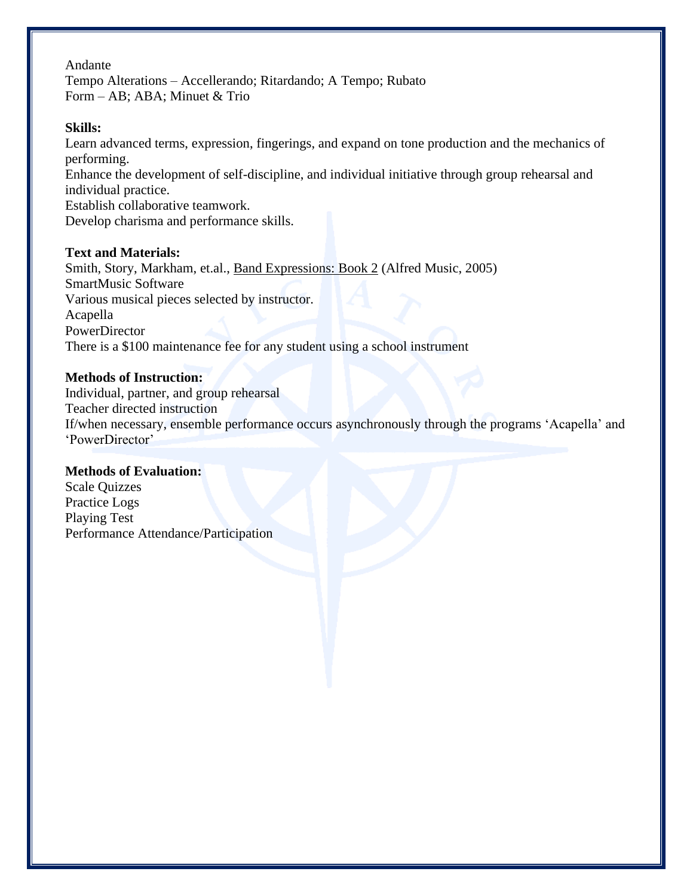Andante
Tempo Alterations – Accellerando; Ritardando; A Tempo; Rubato
Form – AB; ABA; Minuet & Trio

**Skills:**
Learn advanced terms, expression, fingerings, and expand on tone production and the mechanics of performing.
Enhance the development of self-discipline, and individual initiative through group rehearsal and individual practice.
Establish collaborative teamwork.
Develop charisma and performance skills.

**Text and Materials:**
Smith, Story, Markham, et.al., Band Expressions: Book 2 (Alfred Music, 2005)
SmartMusic Software
Various musical pieces selected by instructor.
Acapella
PowerDirector
There is a $100 maintenance fee for any student using a school instrument

**Methods of Instruction:**
Individual, partner, and group rehearsal
Teacher directed instruction
If/when necessary, ensemble performance occurs asynchronously through the programs 'Acapella' and 'PowerDirector'

**Methods of Evaluation:**
Scale Quizzes
Practice Logs
Playing Test
Performance Attendance/Participation